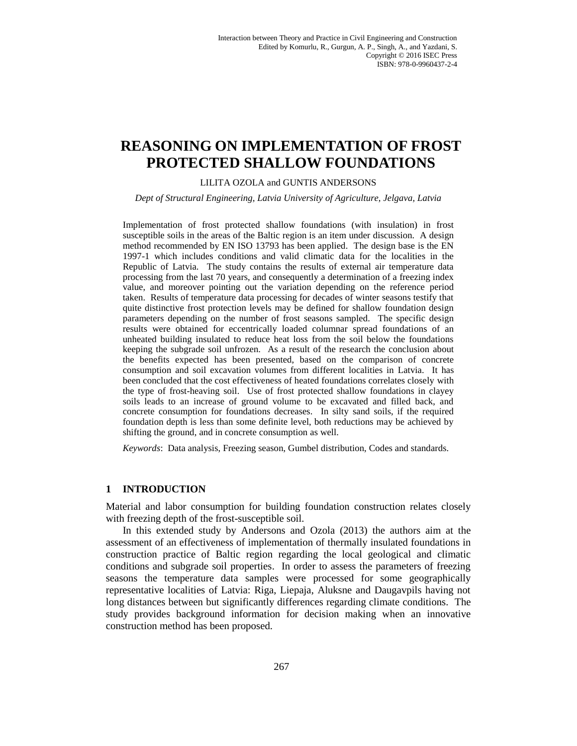Interaction between Theory and Practice in Civil Engineering and Construction
Edited by Komurlu, R., Gurgun, A. P., Singh, A., and Yazdani, S.
Copyright © 2016 ISEC Press
ISBN: 978-0-9960437-2-4

# REASONING ON IMPLEMENTATION OF FROST PROTECTED SHALLOW FOUNDATIONS

LILITA OZOLA and GUNTIS ANDERSONS

*Dept of Structural Engineering, Latvia University of Agriculture, Jelgava, Latvia*

Implementation of frost protected shallow foundations (with insulation) in frost susceptible soils in the areas of the Baltic region is an item under discussion. A design method recommended by EN ISO 13793 has been applied. The design base is the EN 1997-1 which includes conditions and valid climatic data for the localities in the Republic of Latvia. The study contains the results of external air temperature data processing from the last 70 years, and consequently a determination of a freezing index value, and moreover pointing out the variation depending on the reference period taken. Results of temperature data processing for decades of winter seasons testify that quite distinctive frost protection levels may be defined for shallow foundation design parameters depending on the number of frost seasons sampled. The specific design results were obtained for eccentrically loaded columnar spread foundations of an unheated building insulated to reduce heat loss from the soil below the foundations keeping the subgrade soil unfrozen. As a result of the research the conclusion about the benefits expected has been presented, based on the comparison of concrete consumption and soil excavation volumes from different localities in Latvia. It has been concluded that the cost effectiveness of heated foundations correlates closely with the type of frost-heaving soil. Use of frost protected shallow foundations in clayey soils leads to an increase of ground volume to be excavated and filled back, and concrete consumption for foundations decreases. In silty sand soils, if the required foundation depth is less than some definite level, both reductions may be achieved by shifting the ground, and in concrete consumption as well.

*Keywords*: Data analysis, Freezing season, Gumbel distribution, Codes and standards.

## 1 INTRODUCTION

Material and labor consumption for building foundation construction relates closely with freezing depth of the frost-susceptible soil.

In this extended study by Andersons and Ozola (2013) the authors aim at the assessment of an effectiveness of implementation of thermally insulated foundations in construction practice of Baltic region regarding the local geological and climatic conditions and subgrade soil properties. In order to assess the parameters of freezing seasons the temperature data samples were processed for some geographically representative localities of Latvia: Riga, Liepaja, Aluksne and Daugavpils having not long distances between but significantly differences regarding climate conditions. The study provides background information for decision making when an innovative construction method has been proposed.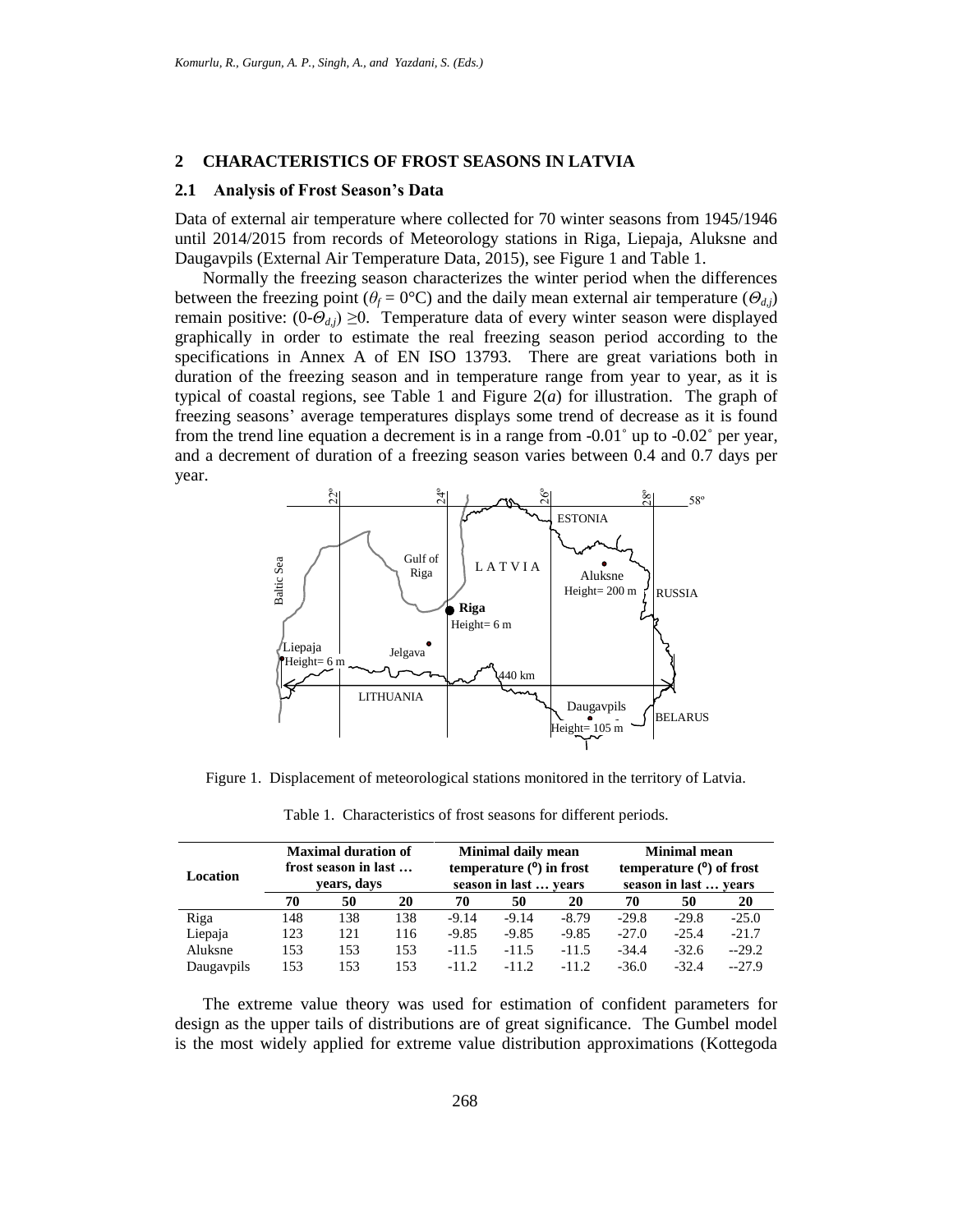## 2 CHARACTERISTICS OF FROST SEASONS IN LATVIA

### 2.1 Analysis of Frost Season's Data

Data of external air temperature where collected for 70 winter seasons from 1945/1946 until 2014/2015 from records of Meteorology stations in Riga, Liepaja, Aluksne and Daugavpils (External Air Temperature Data, 2015), see Figure 1 and Table 1.

Normally the freezing season characterizes the winter period when the differences between the freezing point ($\theta_f$ = 0°C) and the daily mean external air temperature ($\Theta_{d,j}$) remain positive: (0-$\Theta_{d,j}$) ≥0. Temperature data of every winter season were displayed graphically in order to estimate the real freezing season period according to the specifications in Annex A of EN ISO 13793. There are great variations both in duration of the freezing season and in temperature range from year to year, as it is typical of coastal regions, see Table 1 and Figure 2(*a*) for illustration. The graph of freezing seasons' average temperatures displays some trend of decrease as it is found from the trend line equation a decrement is in a range from -0.01˚ up to -0.02˚ per year, and a decrement of duration of a freezing season varies between 0.4 and 0.7 days per year.

Figure 1. Displacement of meteorological stations monitored in the territory of Latvia.

Table 1. Characteristics of frost seasons for different periods.

| Location | Maximal duration of frost season in last … years, days | | | Minimal daily mean temperature (°) in frost season in last … years | | | Minimal mean temperature (°) of frost season in last … years | | |
|---|---|---|---|---|---|---|---|---|---|
| | 70 | 50 | 20 | 70 | 50 | 20 | 70 | 50 | 20 |
| Riga | 148 | 138 | 138 | -9.14 | -9.14 | -8.79 | -29.8 | -29.8 | -25.0 |
| Liepaja | 123 | 121 | 116 | -9.85 | -9.85 | -9.85 | -27.0 | -25.4 | -21.7 |
| Aluksne | 153 | 153 | 153 | -11.5 | -11.5 | -11.5 | -34.4 | -32.6 | --29.2 |
| Daugavpils | 153 | 153 | 153 | -11.2 | -11.2 | -11.2 | -36.0 | -32.4 | --27.9 |

The extreme value theory was used for estimation of confident parameters for design as the upper tails of distributions are of great significance. The Gumbel model is the most widely applied for extreme value distribution approximations (Kottegoda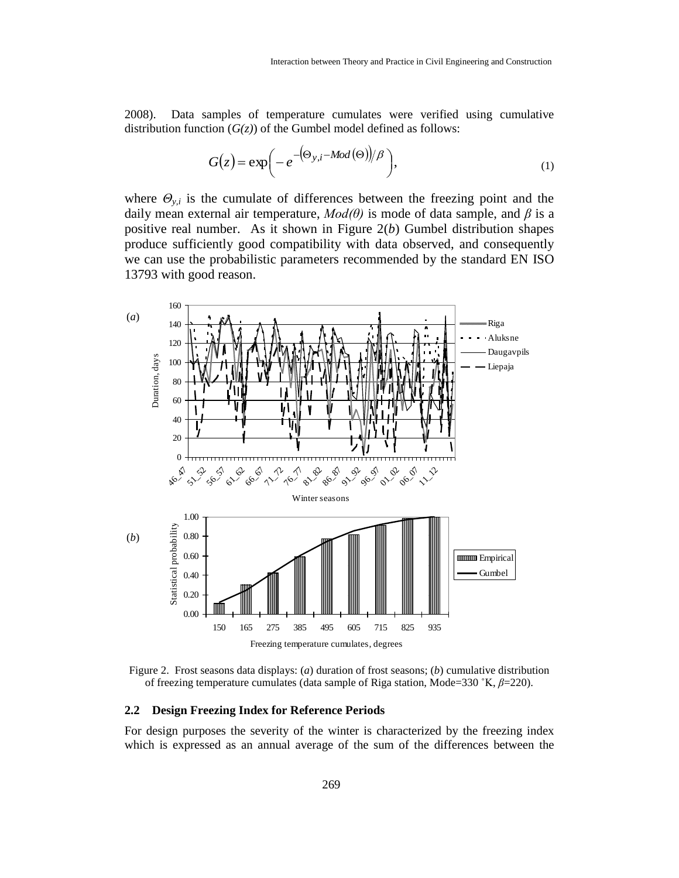2008). Data samples of temperature cumulates were verified using cumulative distribution function ($G(z)$) of the Gumbel model defined as follows:

$$G(z) = \exp\left( - e^{-\left(\Theta_{y,i} - Mod(\Theta)\right)/\beta} \right), \tag{1}$$

where $\Theta_{y,i}$ is the cumulate of differences between the freezing point and the daily mean external air temperature, $Mod(\theta)$ is mode of data sample, and $\beta$ is a positive real number. As it shown in Figure 2(*b*) Gumbel distribution shapes produce sufficiently good compatibility with data observed, and consequently we can use the probabilistic parameters recommended by the standard EN ISO 13793 with good reason.

Figure 2. Frost seasons data displays: (*a*) duration of frost seasons; (*b*) cumulative distribution of freezing temperature cumulates (data sample of Riga station, Mode=330 ˚K, $\beta$=220).

### 2.2 Design Freezing Index for Reference Periods

For design purposes the severity of the winter is characterized by the freezing index which is expressed as an annual average of the sum of the differences between the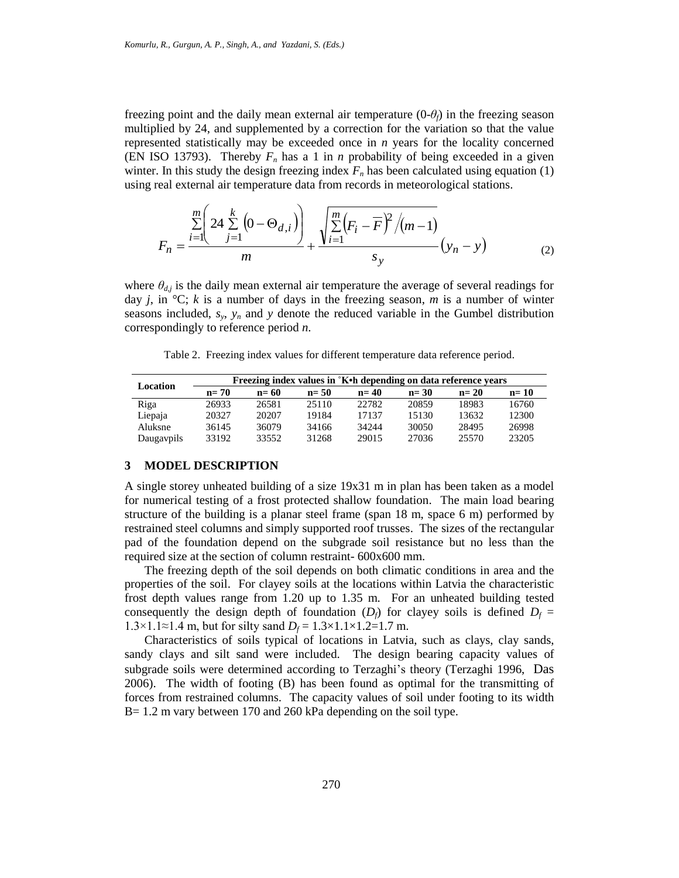freezing point and the daily mean external air temperature ($0-\theta_f$) in the freezing season multiplied by 24, and supplemented by a correction for the variation so that the value represented statistically may be exceeded once in $n$ years for the locality concerned (EN ISO 13793). Thereby $F_n$ has a 1 in $n$ probability of being exceeded in a given winter. In this study the design freezing index $F_n$ has been calculated using equation (1) using real external air temperature data from records in meteorological stations.

$$F_n = \frac{\sum_{i=1}^{m}\left(24\sum_{j=1}^{k}\left(0-\Theta_{d,i}\right)\right)}{m} + \frac{\sqrt{\sum_{i=1}^{m}\left(F_i-\overline{F}\right)^2 / (m-1)}}{s_y}\left(y_n - y\right) \tag{2}$$

where $\theta_{d,j}$ is the daily mean external air temperature the average of several readings for day $j$, in °C; $k$ is a number of days in the freezing season, $m$ is a number of winter seasons included, $s_y$, $y_n$ and $y$ denote the reduced variable in the Gumbel distribution correspondingly to reference period $n$.

Table 2. Freezing index values for different temperature data reference period.

| Location | Freezing index values in ˚K•h depending on data reference years | | | | | | |
|---|---|---|---|---|---|---|---|
| | **n= 70** | **n= 60** | **n= 50** | **n= 40** | **n= 30** | **n= 20** | **n= 10** |
| Riga | 26933 | 26581 | 25110 | 22782 | 20859 | 18983 | 16760 |
| Liepaja | 20327 | 20207 | 19184 | 17137 | 15130 | 13632 | 12300 |
| Aluksne | 36145 | 36079 | 34166 | 34244 | 30050 | 28495 | 26998 |
| Daugavpils | 33192 | 33552 | 31268 | 29015 | 27036 | 25570 | 23205 |

## 3 MODEL DESCRIPTION

A single storey unheated building of a size 19x31 m in plan has been taken as a model for numerical testing of a frost protected shallow foundation. The main load bearing structure of the building is a planar steel frame (span 18 m, space 6 m) performed by restrained steel columns and simply supported roof trusses. The sizes of the rectangular pad of the foundation depend on the subgrade soil resistance but no less than the required size at the section of column restraint- 600x600 mm.

The freezing depth of the soil depends on both climatic conditions in area and the properties of the soil. For clayey soils at the locations within Latvia the characteristic frost depth values range from 1.20 up to 1.35 m. For an unheated building tested consequently the design depth of foundation ($D_f$) for clayey soils is defined $D_f$ = 1.3×1.1≈1.4 m, but for silty sand $D_f$ = 1.3×1.1×1.2=1.7 m.

Characteristics of soils typical of locations in Latvia, such as clays, clay sands, sandy clays and silt sand were included. The design bearing capacity values of subgrade soils were determined according to Terzaghi's theory (Terzaghi 1996, Das 2006). The width of footing (B) has been found as optimal for the transmitting of forces from restrained columns. The capacity values of soil under footing to its width B= 1.2 m vary between 170 and 260 kPa depending on the soil type.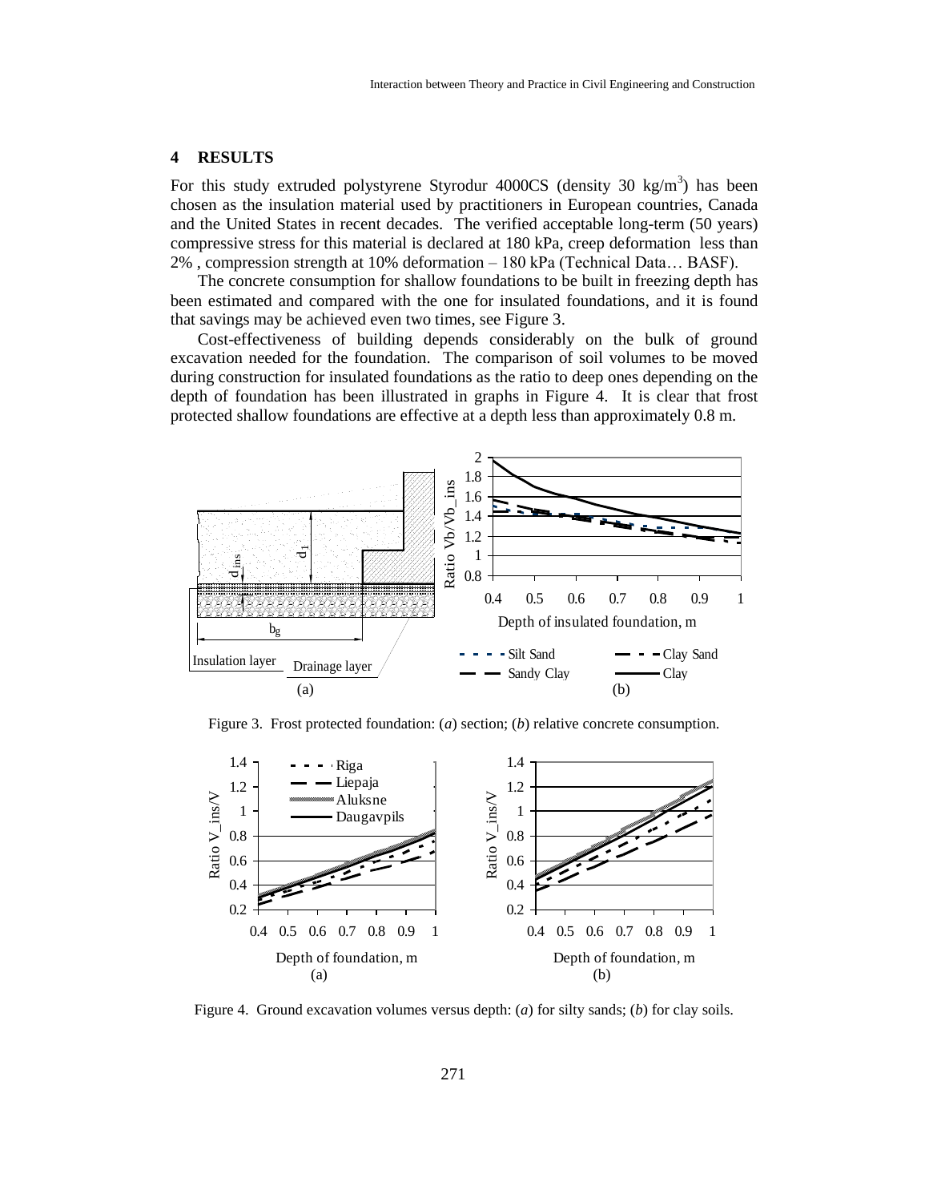## 4 RESULTS

For this study extruded polystyrene Styrodur 4000CS (density 30 kg/m$^3$) has been chosen as the insulation material used by practitioners in European countries, Canada and the United States in recent decades. The verified acceptable long-term (50 years) compressive stress for this material is declared at 180 kPa, creep deformation less than 2% , compression strength at 10% deformation – 180 kPa (Technical Data… BASF).

The concrete consumption for shallow foundations to be built in freezing depth has been estimated and compared with the one for insulated foundations, and it is found that savings may be achieved even two times, see Figure 3.

Cost-effectiveness of building depends considerably on the bulk of ground excavation needed for the foundation. The comparison of soil volumes to be moved during construction for insulated foundations as the ratio to deep ones depending on the depth of foundation has been illustrated in graphs in Figure 4. It is clear that frost protected shallow foundations are effective at a depth less than approximately 0.8 m.

Figure 3. Frost protected foundation: (*a*) section; (*b*) relative concrete consumption.

Figure 4. Ground excavation volumes versus depth: (*a*) for silty sands; (*b*) for clay soils.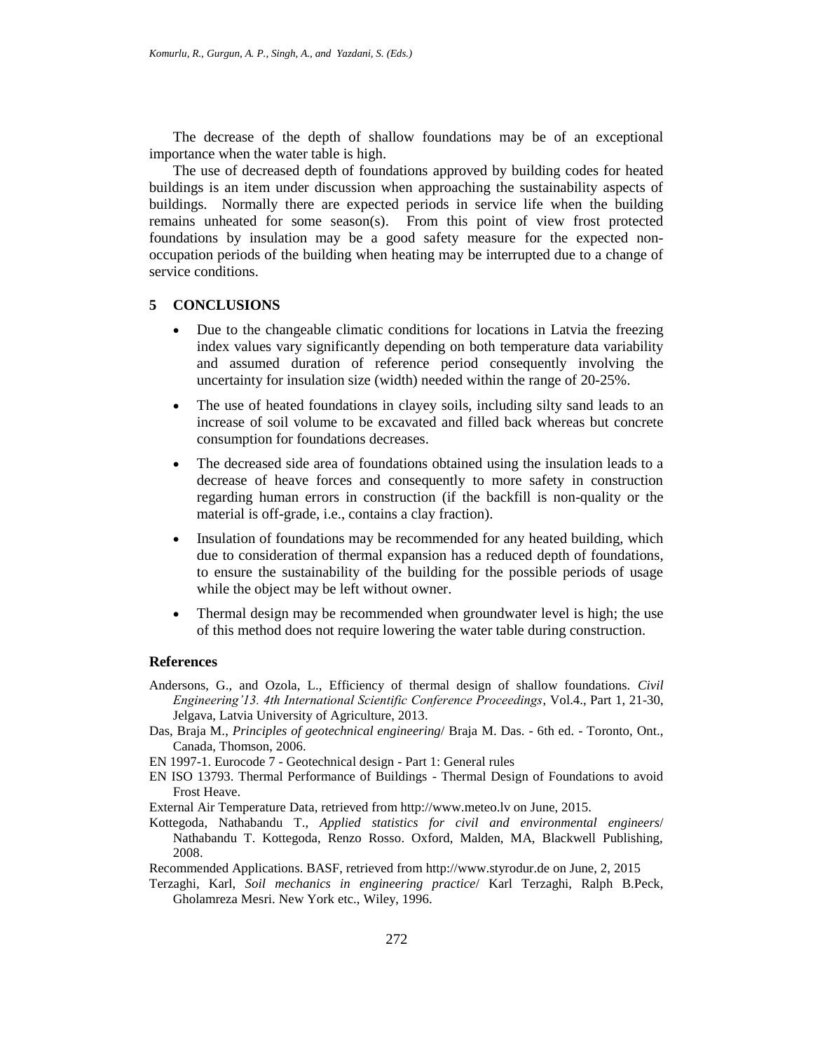The decrease of the depth of shallow foundations may be of an exceptional importance when the water table is high.

The use of decreased depth of foundations approved by building codes for heated buildings is an item under discussion when approaching the sustainability aspects of buildings. Normally there are expected periods in service life when the building remains unheated for some season(s). From this point of view frost protected foundations by insulation may be a good safety measure for the expected non-occupation periods of the building when heating may be interrupted due to a change of service conditions.

## 5 CONCLUSIONS

- Due to the changeable climatic conditions for locations in Latvia the freezing index values vary significantly depending on both temperature data variability and assumed duration of reference period consequently involving the uncertainty for insulation size (width) needed within the range of 20-25%.
- The use of heated foundations in clayey soils, including silty sand leads to an increase of soil volume to be excavated and filled back whereas but concrete consumption for foundations decreases.
- The decreased side area of foundations obtained using the insulation leads to a decrease of heave forces and consequently to more safety in construction regarding human errors in construction (if the backfill is non-quality or the material is off-grade, i.e., contains a clay fraction).
- Insulation of foundations may be recommended for any heated building, which due to consideration of thermal expansion has a reduced depth of foundations, to ensure the sustainability of the building for the possible periods of usage while the object may be left without owner.
- Thermal design may be recommended when groundwater level is high; the use of this method does not require lowering the water table during construction.

### References

Andersons, G., and Ozola, L., Efficiency of thermal design of shallow foundations. *Civil Engineering'13. 4th International Scientific Conference Proceedings*, Vol.4., Part 1, 21-30, Jelgava, Latvia University of Agriculture, 2013.

Das, Braja M., *Principles of geotechnical engineering*/ Braja M. Das. - 6th ed. - Toronto, Ont., Canada, Thomson, 2006.

EN 1997-1. Eurocode 7 - Geotechnical design - Part 1: General rules

EN ISO 13793. Thermal Performance of Buildings - Thermal Design of Foundations to avoid Frost Heave.

External Air Temperature Data, retrieved from http://www.meteo.lv on June, 2015.

Kottegoda, Nathabandu T., *Applied statistics for civil and environmental engineers*/ Nathabandu T. Kottegoda, Renzo Rosso. Oxford, Malden, MA, Blackwell Publishing, 2008.

Recommended Applications. BASF, retrieved from http://www.styrodur.de on June, 2, 2015

Terzaghi, Karl, *Soil mechanics in engineering practice*/ Karl Terzaghi, Ralph B.Peck, Gholamreza Mesri. New York etc., Wiley, 1996.